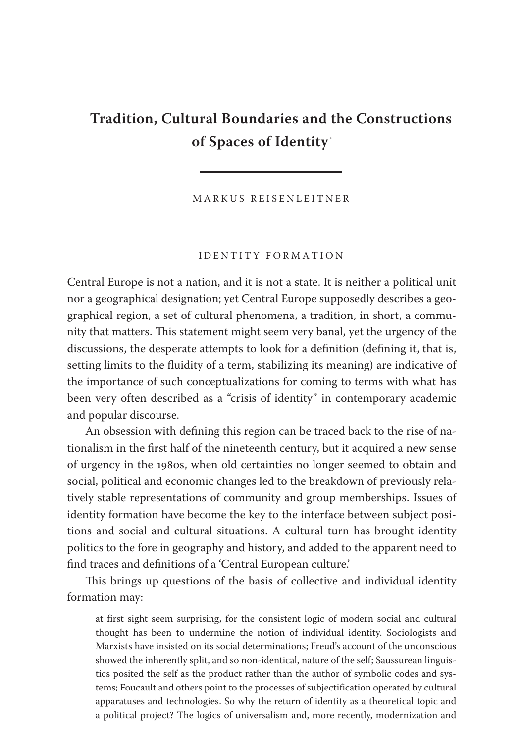# Tradition, Cultural Boundaries and the Constructions of Spaces of Identity[*]

MARKUS REISENLEITNER

## IDENTITY FORMATION

Central Europe is not a nation, and it is not a state. It is neither a political unit nor a geographical designation; yet Central Europe supposedly describes a geographical region, a set of cultural phenomena, a tradition, in short, a community that matters. This statement might seem very banal, yet the urgency of the discussions, the desperate attempts to look for a definition (defining it, that is, setting limits to the fluidity of a term, stabilizing its meaning) are indicative of the importance of such conceptualizations for coming to terms with what has been very often described as a "crisis of identity" in contemporary academic and popular discourse.

An obsession with defining this region can be traced back to the rise of nationalism in the first half of the nineteenth century, but it acquired a new sense of urgency in the 1980s, when old certainties no longer seemed to obtain and social, political and economic changes led to the breakdown of previously relatively stable representations of community and group memberships. Issues of identity formation have become the key to the interface between subject positions and social and cultural situations. A cultural turn has brought identity politics to the fore in geography and history, and added to the apparent need to find traces and definitions of a 'Central European culture.'

This brings up questions of the basis of collective and individual identity formation may:

> at first sight seem surprising, for the consistent logic of modern social and cultural thought has been to undermine the notion of individual identity. Sociologists and Marxists have insisted on its social determinations; Freud's account of the unconscious showed the inherently split, and so non-identical, nature of the self; Saussurean linguistics posited the self as the product rather than the author of symbolic codes and systems; Foucault and others point to the processes of subjectification operated by cultural apparatuses and technologies. So why the return of identity as a theoretical topic and a political project? The logics of universalism and, more recently, modernization and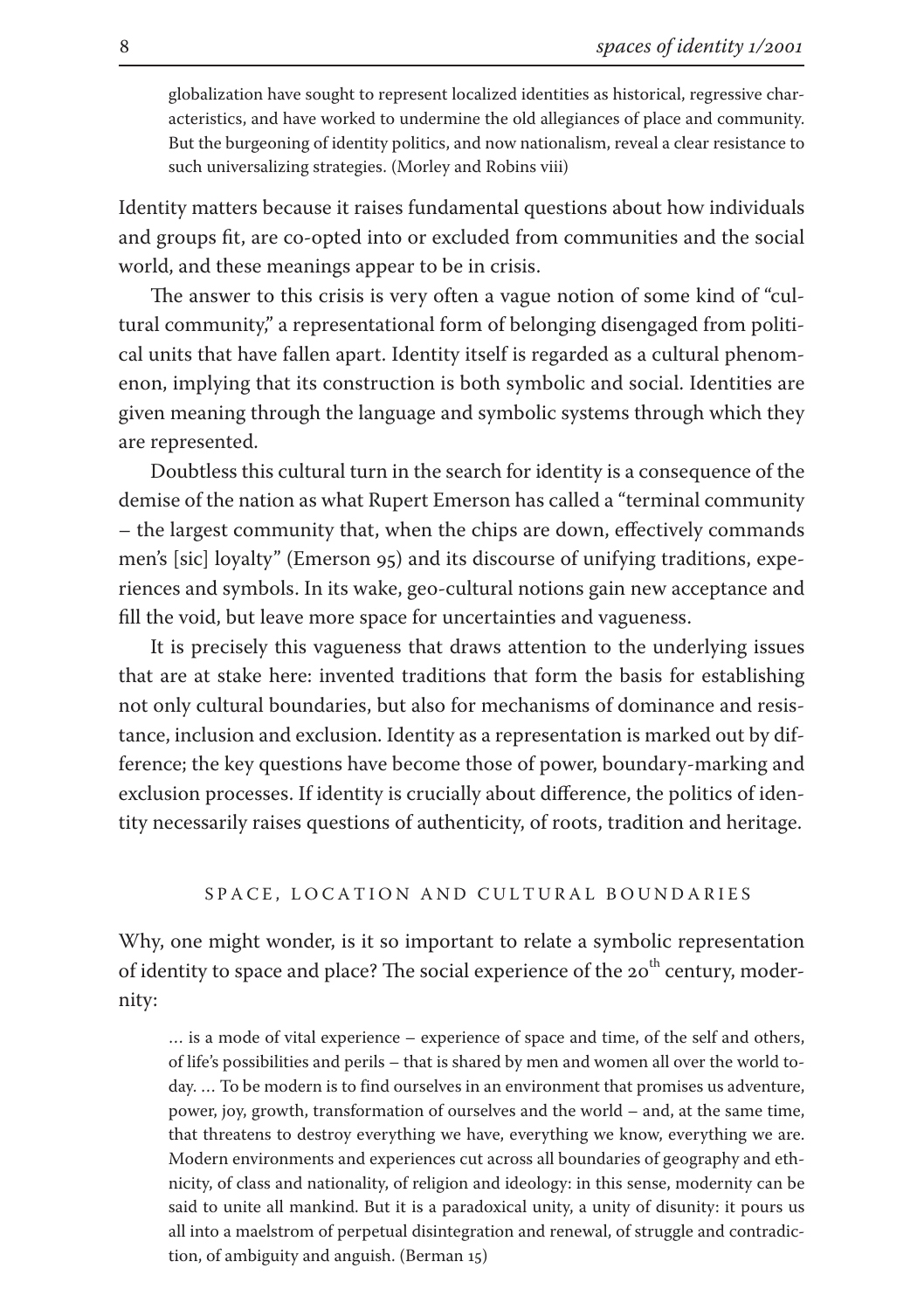> globalization have sought to represent localized identities as historical, regressive characteristics, and have worked to undermine the old allegiances of place and community. But the burgeoning of identity politics, and now nationalism, reveal a clear resistance to such universalizing strategies. (Morley and Robins viii)

Identity matters because it raises fundamental questions about how individuals and groups fit, are co-opted into or excluded from communities and the social world, and these meanings appear to be in crisis.

The answer to this crisis is very often a vague notion of some kind of "cultural community," a representational form of belonging disengaged from political units that have fallen apart. Identity itself is regarded as a cultural phenomenon, implying that its construction is both symbolic and social. Identities are given meaning through the language and symbolic systems through which they are represented.

Doubtless this cultural turn in the search for identity is a consequence of the demise of the nation as what Rupert Emerson has called a "terminal community – the largest community that, when the chips are down, effectively commands men's [sic] loyalty" (Emerson 95) and its discourse of unifying traditions, experiences and symbols. In its wake, geo-cultural notions gain new acceptance and fill the void, but leave more space for uncertainties and vagueness.

It is precisely this vagueness that draws attention to the underlying issues that are at stake here: invented traditions that form the basis for establishing not only cultural boundaries, but also for mechanisms of dominance and resistance, inclusion and exclusion. Identity as a representation is marked out by difference; the key questions have become those of power, boundary-marking and exclusion processes. If identity is crucially about difference, the politics of identity necessarily raises questions of authenticity, of roots, tradition and heritage.

## SPACE, LOCATION AND CULTURAL BOUNDARIES

Why, one might wonder, is it so important to relate a symbolic representation of identity to space and place? The social experience of the 20th century, modernity:

> … is a mode of vital experience – experience of space and time, of the self and others, of life's possibilities and perils – that is shared by men and women all over the world today. … To be modern is to find ourselves in an environment that promises us adventure, power, joy, growth, transformation of ourselves and the world – and, at the same time, that threatens to destroy everything we have, everything we know, everything we are. Modern environments and experiences cut across all boundaries of geography and ethnicity, of class and nationality, of religion and ideology: in this sense, modernity can be said to unite all mankind. But it is a paradoxical unity, a unity of disunity: it pours us all into a maelstrom of perpetual disintegration and renewal, of struggle and contradiction, of ambiguity and anguish. (Berman 15)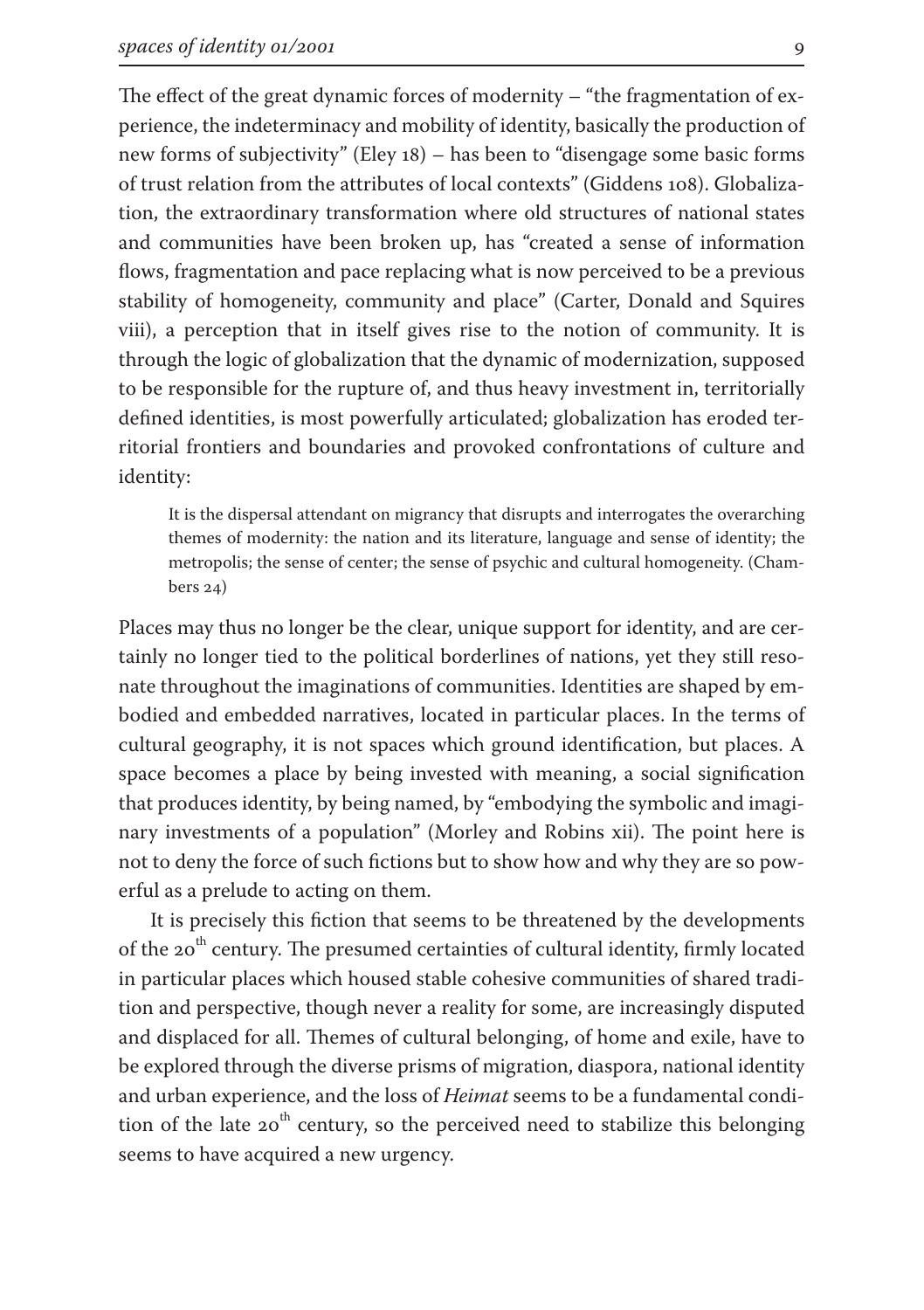The effect of the great dynamic forces of modernity – "the fragmentation of experience, the indeterminacy and mobility of identity, basically the production of new forms of subjectivity" (Eley 18) – has been to "disengage some basic forms of trust relation from the attributes of local contexts" (Giddens 108). Globalization, the extraordinary transformation where old structures of national states and communities have been broken up, has "created a sense of information flows, fragmentation and pace replacing what is now perceived to be a previous stability of homogeneity, community and place" (Carter, Donald and Squires viii), a perception that in itself gives rise to the notion of community. It is through the logic of globalization that the dynamic of modernization, supposed to be responsible for the rupture of, and thus heavy investment in, territorially defined identities, is most powerfully articulated; globalization has eroded territorial frontiers and boundaries and provoked confrontations of culture and identity:

> It is the dispersal attendant on migrancy that disrupts and interrogates the overarching themes of modernity: the nation and its literature, language and sense of identity; the metropolis; the sense of center; the sense of psychic and cultural homogeneity. (Chambers 24)

Places may thus no longer be the clear, unique support for identity, and are certainly no longer tied to the political borderlines of nations, yet they still resonate throughout the imaginations of communities. Identities are shaped by embodied and embedded narratives, located in particular places. In the terms of cultural geography, it is not spaces which ground identification, but places. A space becomes a place by being invested with meaning, a social signification that produces identity, by being named, by "embodying the symbolic and imaginary investments of a population" (Morley and Robins xii). The point here is not to deny the force of such fictions but to show how and why they are so powerful as a prelude to acting on them.

It is precisely this fiction that seems to be threatened by the developments of the 20th century. The presumed certainties of cultural identity, firmly located in particular places which housed stable cohesive communities of shared tradition and perspective, though never a reality for some, are increasingly disputed and displaced for all. Themes of cultural belonging, of home and exile, have to be explored through the diverse prisms of migration, diaspora, national identity and urban experience, and the loss of *Heimat* seems to be a fundamental condition of the late 20th century, so the perceived need to stabilize this belonging seems to have acquired a new urgency.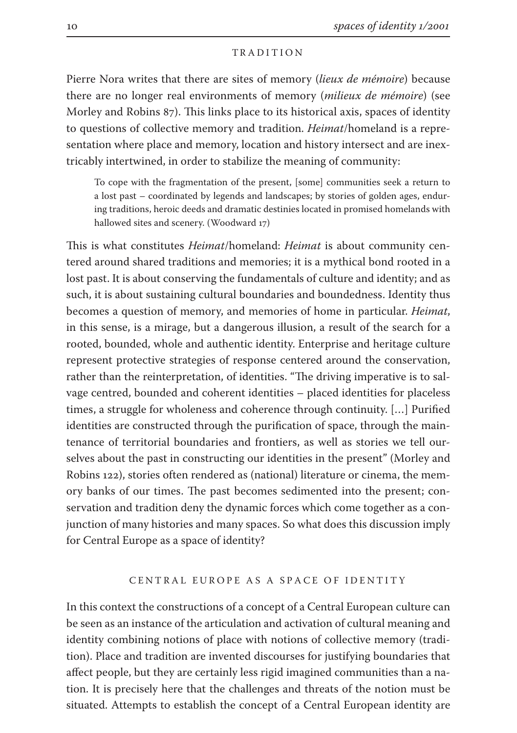## TRADITION

Pierre Nora writes that there are sites of memory (*lieux de mémoire*) because there are no longer real environments of memory (*milieux de mémoire*) (see Morley and Robins 87). This links place to its historical axis, spaces of identity to questions of collective memory and tradition. *Heimat*/homeland is a representation where place and memory, location and history intersect and are inextricably intertwined, in order to stabilize the meaning of community:

> To cope with the fragmentation of the present, [some] communities seek a return to a lost past – coordinated by legends and landscapes; by stories of golden ages, enduring traditions, heroic deeds and dramatic destinies located in promised homelands with hallowed sites and scenery. (Woodward 17)

This is what constitutes *Heimat*/homeland: *Heimat* is about community centered around shared traditions and memories; it is a mythical bond rooted in a lost past. It is about conserving the fundamentals of culture and identity; and as such, it is about sustaining cultural boundaries and boundedness. Identity thus becomes a question of memory, and memories of home in particular. *Heimat*, in this sense, is a mirage, but a dangerous illusion, a result of the search for a rooted, bounded, whole and authentic identity. Enterprise and heritage culture represent protective strategies of response centered around the conservation, rather than the reinterpretation, of identities. "The driving imperative is to salvage centred, bounded and coherent identities – placed identities for placeless times, a struggle for wholeness and coherence through continuity. […] Purified identities are constructed through the purification of space, through the maintenance of territorial boundaries and frontiers, as well as stories we tell ourselves about the past in constructing our identities in the present" (Morley and Robins 122), stories often rendered as (national) literature or cinema, the memory banks of our times. The past becomes sedimented into the present; conservation and tradition deny the dynamic forces which come together as a conjunction of many histories and many spaces. So what does this discussion imply for Central Europe as a space of identity?

## CENTRAL EUROPE AS A SPACE OF IDENTITY

In this context the constructions of a concept of a Central European culture can be seen as an instance of the articulation and activation of cultural meaning and identity combining notions of place with notions of collective memory (tradition). Place and tradition are invented discourses for justifying boundaries that affect people, but they are certainly less rigid imagined communities than a nation. It is precisely here that the challenges and threats of the notion must be situated. Attempts to establish the concept of a Central European identity are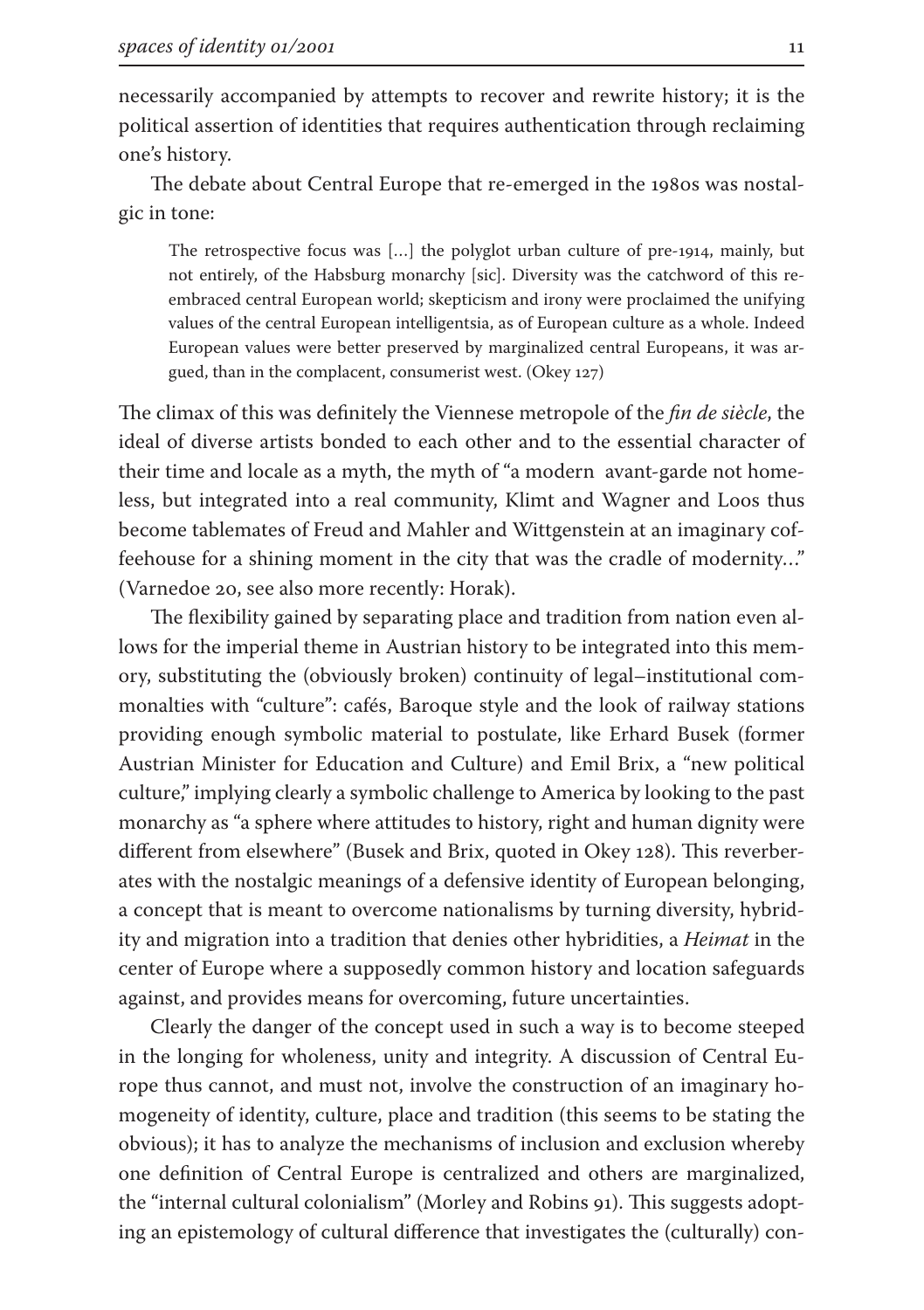necessarily accompanied by attempts to recover and rewrite history; it is the political assertion of identities that requires authentication through reclaiming one's history.

The debate about Central Europe that re-emerged in the 1980s was nostalgic in tone:

> The retrospective focus was [...] the polyglot urban culture of pre-1914, mainly, but not entirely, of the Habsburg monarchy [sic]. Diversity was the catchword of this re-embraced central European world; skepticism and irony were proclaimed the unifying values of the central European intelligentsia, as of European culture as a whole. Indeed European values were better preserved by marginalized central Europeans, it was argued, than in the complacent, consumerist west. (Okey 127)

The climax of this was definitely the Viennese metropole of the *fin de siècle*, the ideal of diverse artists bonded to each other and to the essential character of their time and locale as a myth, the myth of "a modern avant-garde not homeless, but integrated into a real community, Klimt and Wagner and Loos thus become tablemates of Freud and Mahler and Wittgenstein at an imaginary coffeehouse for a shining moment in the city that was the cradle of modernity..." (Varnedoe 20, see also more recently: Horak).

The flexibility gained by separating place and tradition from nation even allows for the imperial theme in Austrian history to be integrated into this memory, substituting the (obviously broken) continuity of legal–institutional commonalties with "culture": cafés, Baroque style and the look of railway stations providing enough symbolic material to postulate, like Erhard Busek (former Austrian Minister for Education and Culture) and Emil Brix, a "new political culture," implying clearly a symbolic challenge to America by looking to the past monarchy as "a sphere where attitudes to history, right and human dignity were different from elsewhere" (Busek and Brix, quoted in Okey 128). This reverberates with the nostalgic meanings of a defensive identity of European belonging, a concept that is meant to overcome nationalisms by turning diversity, hybridity and migration into a tradition that denies other hybridities, a *Heimat* in the center of Europe where a supposedly common history and location safeguards against, and provides means for overcoming, future uncertainties.

Clearly the danger of the concept used in such a way is to become steeped in the longing for wholeness, unity and integrity. A discussion of Central Europe thus cannot, and must not, involve the construction of an imaginary homogeneity of identity, culture, place and tradition (this seems to be stating the obvious); it has to analyze the mechanisms of inclusion and exclusion whereby one definition of Central Europe is centralized and others are marginalized, the "internal cultural colonialism" (Morley and Robins 91). This suggests adopting an epistemology of cultural difference that investigates the (culturally) con-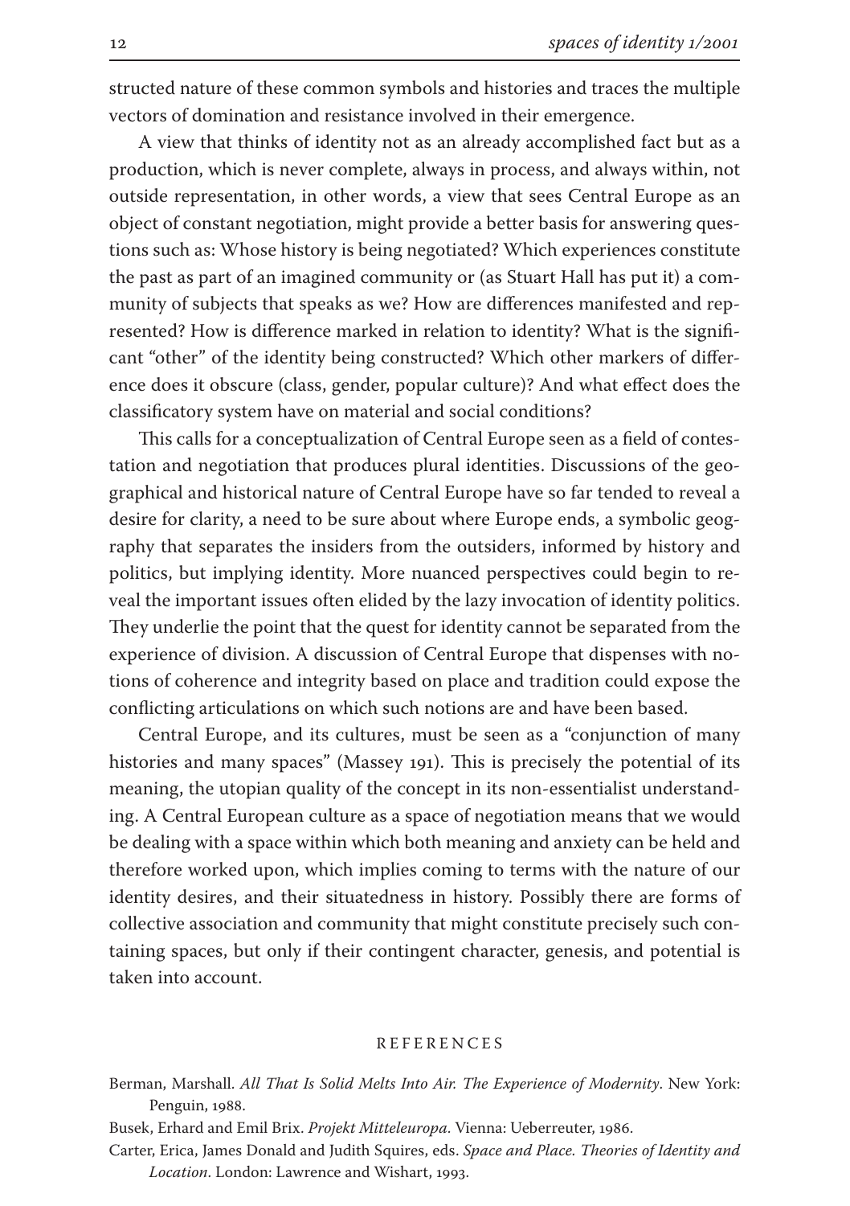structed nature of these common symbols and histories and traces the multiple vectors of domination and resistance involved in their emergence.

A view that thinks of identity not as an already accomplished fact but as a production, which is never complete, always in process, and always within, not outside representation, in other words, a view that sees Central Europe as an object of constant negotiation, might provide a better basis for answering questions such as: Whose history is being negotiated? Which experiences constitute the past as part of an imagined community or (as Stuart Hall has put it) a community of subjects that speaks as we? How are differences manifested and represented? How is difference marked in relation to identity? What is the significant "other" of the identity being constructed? Which other markers of difference does it obscure (class, gender, popular culture)? And what effect does the classificatory system have on material and social conditions?

This calls for a conceptualization of Central Europe seen as a field of contestation and negotiation that produces plural identities. Discussions of the geographical and historical nature of Central Europe have so far tended to reveal a desire for clarity, a need to be sure about where Europe ends, a symbolic geography that separates the insiders from the outsiders, informed by history and politics, but implying identity. More nuanced perspectives could begin to reveal the important issues often elided by the lazy invocation of identity politics. They underlie the point that the quest for identity cannot be separated from the experience of division. A discussion of Central Europe that dispenses with notions of coherence and integrity based on place and tradition could expose the conflicting articulations on which such notions are and have been based.

Central Europe, and its cultures, must be seen as a "conjunction of many histories and many spaces" (Massey 191). This is precisely the potential of its meaning, the utopian quality of the concept in its non-essentialist understanding. A Central European culture as a space of negotiation means that we would be dealing with a space within which both meaning and anxiety can be held and therefore worked upon, which implies coming to terms with the nature of our identity desires, and their situatedness in history. Possibly there are forms of collective association and community that might constitute precisely such containing spaces, but only if their contingent character, genesis, and potential is taken into account.

## REFERENCES

Berman, Marshall. *All That Is Solid Melts Into Air. The Experience of Modernity*. New York: Penguin, 1988.

Busek, Erhard and Emil Brix. *Projekt Mitteleuropa*. Vienna: Ueberreuter, 1986.

Carter, Erica, James Donald and Judith Squires, eds. *Space and Place. Theories of Identity and Location*. London: Lawrence and Wishart, 1993.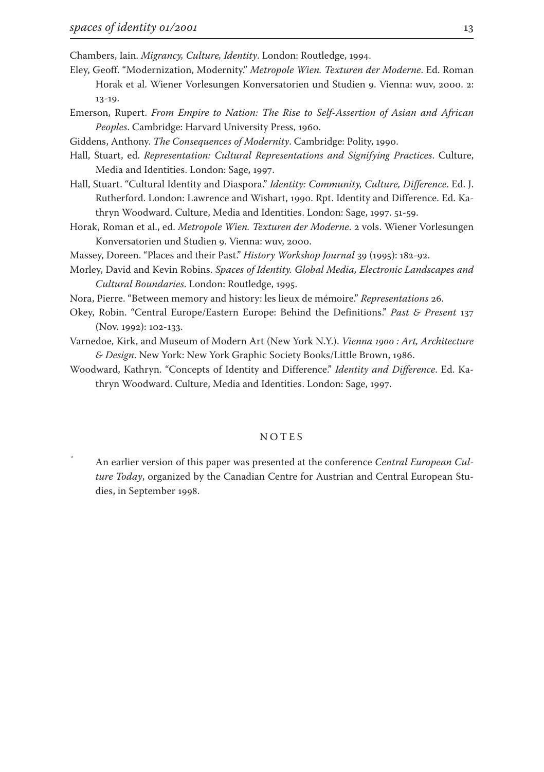Chambers, Iain. *Migrancy, Culture, Identity*. London: Routledge, 1994.

Eley, Geoff. "Modernization, Modernity." *Metropole Wien. Texturen der Moderne*. Ed. Roman Horak et al. Wiener Vorlesungen Konversatorien und Studien 9. Vienna: wuv, 2000. 2: 13-19.

Emerson, Rupert. *From Empire to Nation: The Rise to Self-Assertion of Asian and African Peoples*. Cambridge: Harvard University Press, 1960.

Giddens, Anthony. *The Consequences of Modernity*. Cambridge: Polity, 1990.

Hall, Stuart, ed. *Representation: Cultural Representations and Signifying Practices*. Culture, Media and Identities. London: Sage, 1997.

Hall, Stuart. "Cultural Identity and Diaspora." *Identity: Community, Culture, Difference*. Ed. J. Rutherford. London: Lawrence and Wishart, 1990. Rpt. Identity and Difference. Ed. Kathryn Woodward. Culture, Media and Identities. London: Sage, 1997. 51-59.

Horak, Roman et al., ed. *Metropole Wien. Texturen der Moderne*. 2 vols. Wiener Vorlesungen Konversatorien und Studien 9. Vienna: wuv, 2000.

Massey, Doreen. "Places and their Past." *History Workshop Journal* 39 (1995): 182-92.

Morley, David and Kevin Robins. *Spaces of Identity. Global Media, Electronic Landscapes and Cultural Boundaries*. London: Routledge, 1995.

Nora, Pierre. "Between memory and history: les lieux de mémoire." *Representations* 26.

Okey, Robin. "Central Europe/Eastern Europe: Behind the Definitions." *Past & Present* 137 (Nov. 1992): 102-133.

Varnedoe, Kirk, and Museum of Modern Art (New York N.Y.). *Vienna 1900 : Art, Architecture & Design*. New York: New York Graphic Society Books/Little Brown, 1986.

Woodward, Kathryn. "Concepts of Identity and Difference." *Identity and Difference*. Ed. Kathryn Woodward. Culture, Media and Identities. London: Sage, 1997.

## NOTES

\* An earlier version of this paper was presented at the conference *Central European Culture Today*, organized by the Canadian Centre for Austrian and Central European Studies, in September 1998.